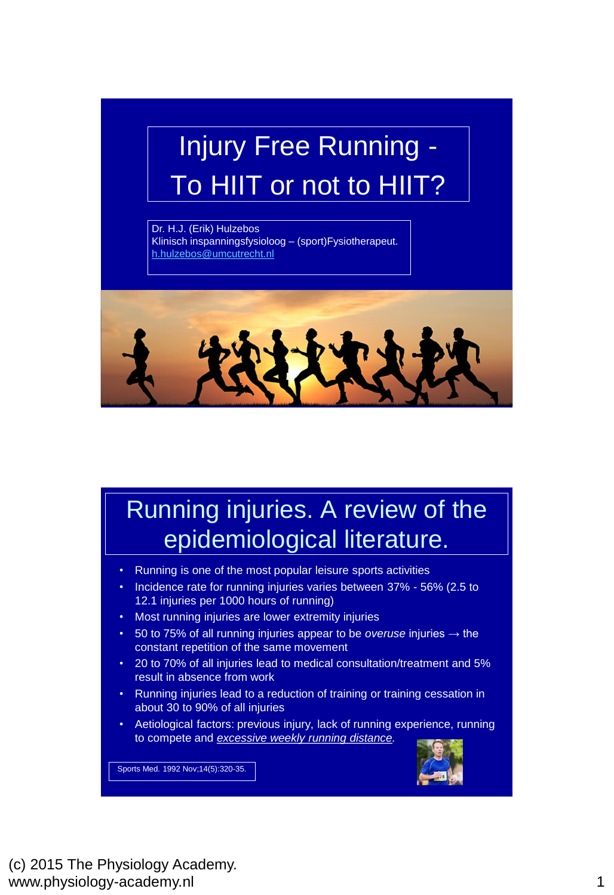# Injury Free Running - To HIIT or not to HIIT?

Dr. H.J. (Erik) Hulzebos
Klinisch inspanningsfysioloog – (sport)Fysiotherapeut.
h.hulzebos@umcutrecht.nl

## Running injuries. A review of the epidemiological literature.

- Running is one of the most popular leisure sports activities
- Incidence rate for running injuries varies between 37% - 56% (2.5 to 12.1 injuries per 1000 hours of running)
- Most running injuries are lower extremity injuries
- 50 to 75% of all running injuries appear to be *overuse* injuries → the constant repetition of the same movement
- 20 to 70% of all injuries lead to medical consultation/treatment and 5% result in absence from work
- Running injuries lead to a reduction of training or training cessation in about 30 to 90% of all injuries
- Aetiological factors: previous injury, lack of running experience, running to compete and *excessive weekly running distance*.

Sports Med. 1992 Nov;14(5):320-35.

(c) 2015 The Physiology Academy.
www.physiology-academy.nl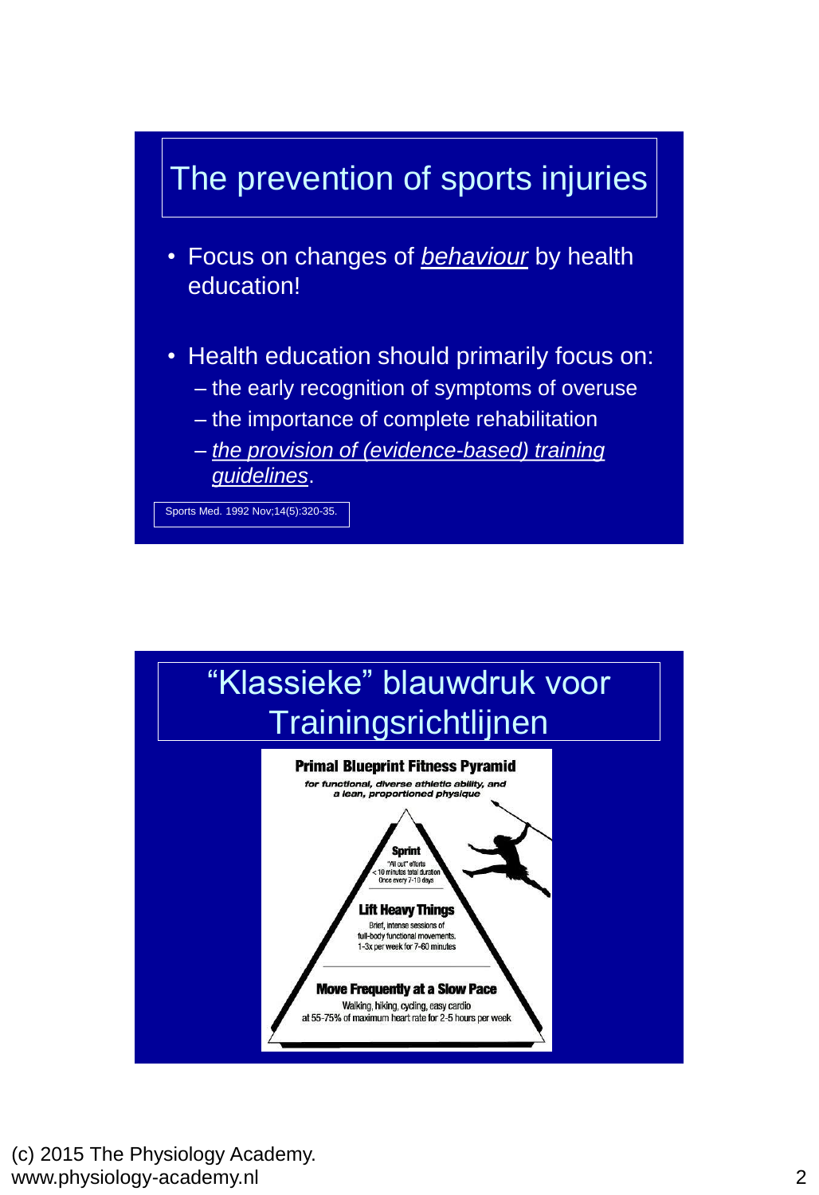# The prevention of sports injuries

- Focus on changes of ***behaviour*** by health education!
- Health education should primarily focus on:
  - the early recognition of symptoms of overuse
  - the importance of complete rehabilitation
  - *the provision of (evidence-based) training guidelines*.

Sports Med. 1992 Nov;14(5):320-35.

# "Klassieke" blauwdruk voor Trainingsrichtlijnen

**Primal Blueprint Fitness Pyramid**

*for functional, diverse athletic ability, and a lean, proportioned physique*

**Sprint**
"All out" efforts
< 10 minutes total duration
Once every 7-10 days

**Lift Heavy Things**
Brief, intense sessions of full-body functional movements.
1-3x per week for 7-60 minutes

**Move Frequently at a Slow Pace**
Walking, hiking, cycling, easy cardio at 55-75% of maximum heart rate for 2-5 hours per week

(c) 2015 The Physiology Academy.
www.physiology-academy.nl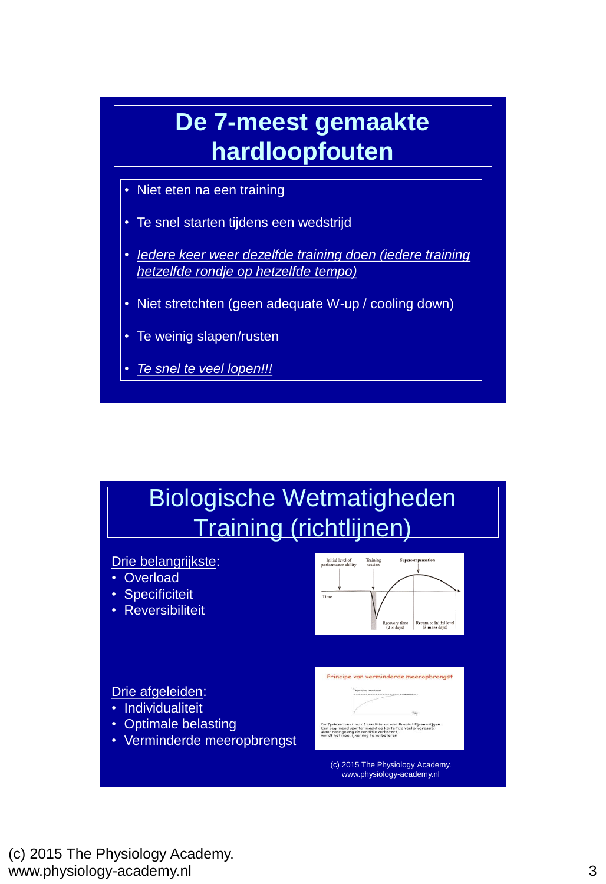# De 7-meest gemaakte hardloopfouten

- Niet eten na een training
- Te snel starten tijdens een wedstrijd
- *Iedere keer weer dezelfde training doen (iedere training hetzelfde rondje op hetzelfde tempo)*
- Niet stretchten (geen adequate W-up / cooling down)
- Te weinig slapen/rusten
- *Te snel te veel lopen!!!*

# Biologische Wetmatigheden Training (richtlijnen)

Drie belangrijkste:

- Overload
- Specificiteit
- Reversibiliteit

Drie afgeleiden:

- Individualiteit
- Optimale belasting
- Verminderde meeropbrengst

(c) 2015 The Physiology Academy.
www.physiology-academy.nl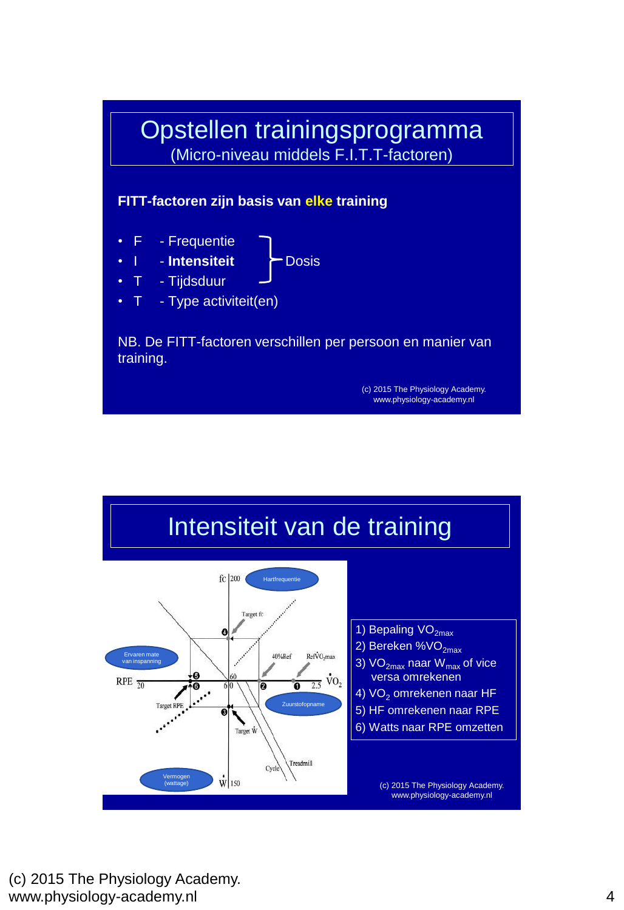# Opstellen trainingsprogramma

(Micro-niveau middels F.I.T.T-factoren)

**FITT-factoren zijn basis van elke training**

- F - Frequentie
- I - **Intensiteit**
- T - Tijdsduur
- T - Type activiteit(en)

(F, I, T: Dosis)

NB. De FITT-factoren verschillen per persoon en manier van training.

(c) 2015 The Physiology Academy.
www.physiology-academy.nl

# Intensiteit van de training

1) Bepaling $VO_{2max}$
2) Bereken $\%VO_{2max}$
3) $VO_{2max}$ naar $W_{max}$ of vice versa omrekenen
4) $VO_2$ omrekenen naar HF
5) HF omrekenen naar RPE
6) Watts naar RPE omzetten

(c) 2015 The Physiology Academy.
www.physiology-academy.nl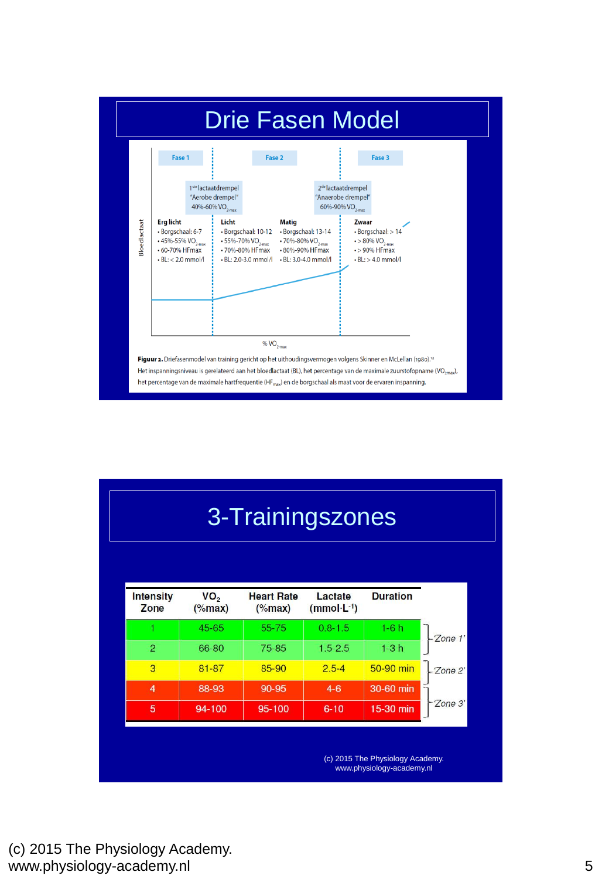# Drie Fasen Model

Fase 1 | Fase 2 | Fase 3

1[ste] lactaatdrempel "Aerobe drempel" 40%-60% $VO_{2max}$

2[de] lactaatdrempel "Anaerobe drempel" 60%-90% $VO_{2max}$

**Erg licht**
- Borgschaal: 6-7
- 45%-55% $VO_{2max}$
- 60-70% HFmax
- BL: < 2.0 mmol/l

**Licht**
- Borgschaal: 10-12
- 55%-70% $VO_{2max}$
- 70%-80% HFmax
- BL: 2.0-3.0 mmol/l

**Matig**
- Borgschaal: 13-14
- 70%-80% $VO_{2max}$
- 80%-90% HFmax
- BL: 3.0-4.0 mmol/l

**Zwaar**
- Borgschaal: > 14
- > 80% $VO_{2max}$
- > 90% HFmax
- BL: > 4.0 mmol/l

Bloedlactaat

% $VO_{2max}$

**Figuur 2.** Driefasenmodel van training gericht op het uithoudingsvermogen volgens Skinner en McLellan (1980).[12] Het inspanningsniveau is gerelateerd aan het bloedlactaat (BL), het percentage van de maximale zuurstofopname ($VO_{2max}$), het percentage van de maximale hartfrequentie ($HF_{max}$) en de borgschaal als maat voor de ervaren inspanning.

# 3-Trainingszones

| Intensity Zone | $VO_2$ (%max) | Heart Rate (%max) | Lactate ($mmol \cdot L^{-1}$) | Duration | |
|---|---|---|---|---|---|
| 1 | 45-65 | 55-75 | 0.8-1.5 | 1-6 h | 'Zone 1' |
| 2 | 66-80 | 75-85 | 1.5-2.5 | 1-3 h | |
| 3 | 81-87 | 85-90 | 2.5-4 | 50-90 min | 'Zone 2' |
| 4 | 88-93 | 90-95 | 4-6 | 30-60 min | 'Zone 3' |
| 5 | 94-100 | 95-100 | 6-10 | 15-30 min | |

(c) 2015 The Physiology Academy.
www.physiology-academy.nl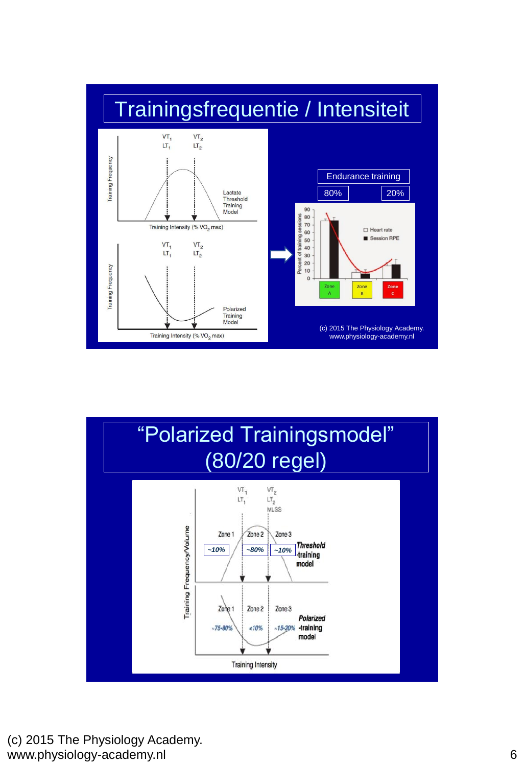# Trainingsfrequentie / Intensiteit

VT$_1$ LT$_1$ VT$_2$ LT$_2$

Training Frequency

Lactate Threshold Training Model

Training Intensity (% VO$_2$ max)

VT$_1$ LT$_1$ VT$_2$ LT$_2$

Training Frequency

Polarized Training Model

Training Intensity (% VO$_2$ max)

Endurance training

80% 20%

Percent of training sessions

□ Heart rate
■ Session RPE

Zone A, Zone B, Zone C

(c) 2015 The Physiology Academy.
www.physiology-academy.nl

# "Polarized Trainingsmodel" (80/20 regel)

VT$_1$ LT$_1$ VT$_2$ LT$_2$ MLSS

Training Frequency/Volume

Zone 1 ~10% | Zone 2 ~80% | Zone 3 ~10% — *Threshold*-training model

Zone 1 ~75-80% | Zone 2 ≤10% | Zone 3 ~15-20% — *Polarized*-training model

Training Intensity

(c) 2015 The Physiology Academy.
www.physiology-academy.nl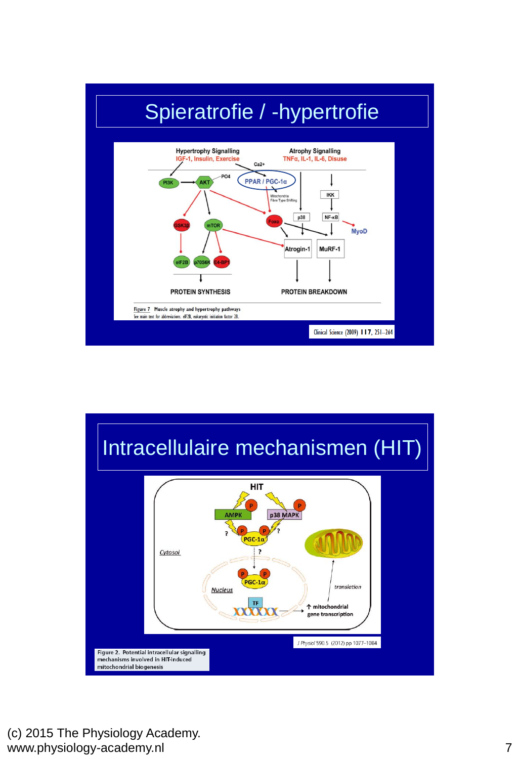# Spieratrofie / -hypertrofie

Hypertrophy Signalling
IGF-1, Insulin, Exercise

Atrophy Signalling
TNFα, IL-1, IL-6, Disuse

Ca2+

PI3K → AKT — PO4

PPAR / PGC-1α

Mitochondria
Fibre Type Shifting

IKK

p38

NF-κB

MyoD

GSK3β

mTOR

Foxo

Atrogin-1

MuRF-1

eIF2B p70S6K E4-BP1

PROTEIN SYNTHESIS

PROTEIN BREAKDOWN

Figure 7 Muscle atrophy and hypertrophy pathways
See main text for abbreviations. eIF2B, eukaryotic initiation factor 2B.

Clinical Science (2009) 117, 251–264

# Intracellulaire mechanismen (HIT)

HIT

AMPK P

p38 MAPK P

? P P ?

PGC-1α

Cytosol

?

P P PGC-1α

Nucleus

TF

translation

↑ mitochondrial gene transcription

J Physiol 590.5 (2012) pp 1077–1084

Figure 2. Potential intracellular signalling mechanisms involved in HIT-induced mitochondrial biogenesis

(c) 2015 The Physiology Academy.
www.physiology-academy.nl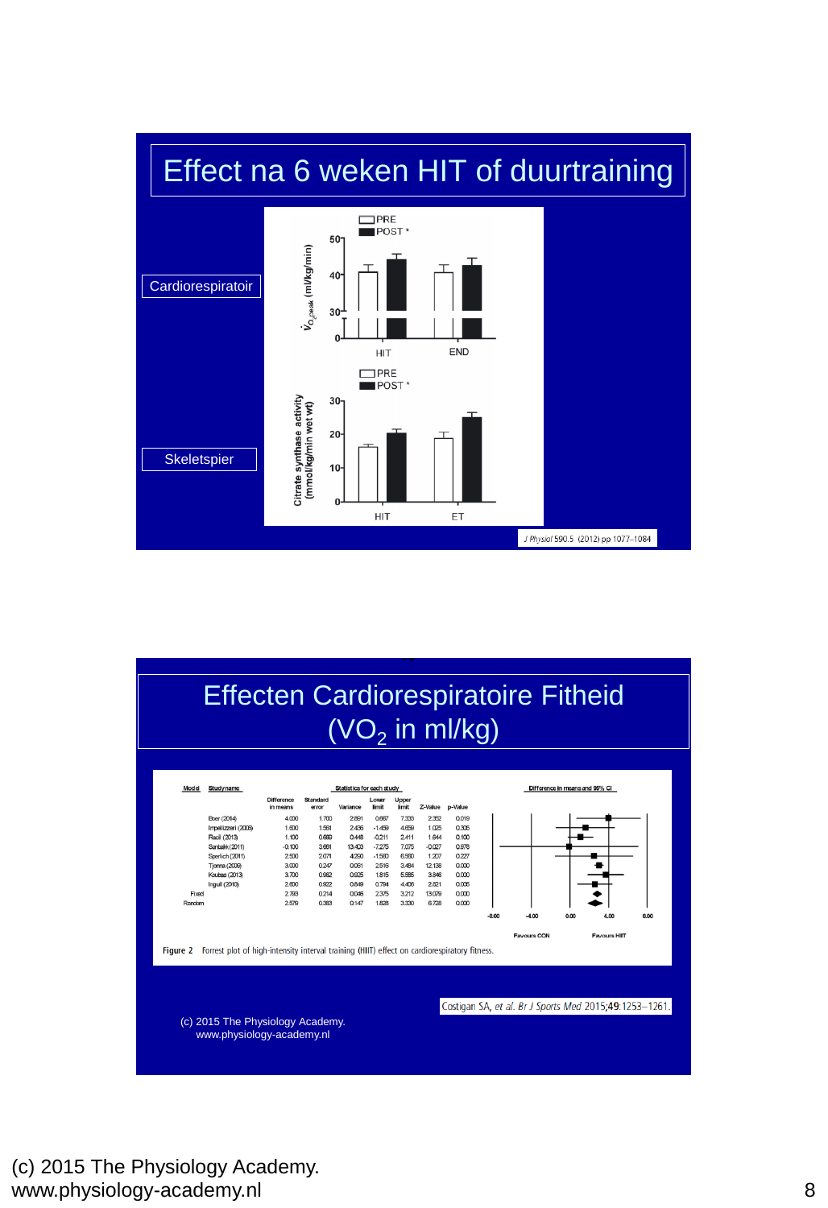## Effect na 6 weken HIT of duurtraining

Cardiorespiratoir

Skeletspier

PRE
POST *

$\dot{V}_{O_2peak}$ (ml/kg/min)

HIT END

PRE
POST *

Citrate synthase activity (mmol/kg/min wet wt)

HIT ET

*J Physiol* 590.5 (2012) pp 1077–1084

## Effecten Cardiorespiratoire Fitheid ($VO_2$ in ml/kg)

| Model | Study name | Difference in means | Standard error | Variance | Lower limit | Upper limit | Z-Value | p-Value |
|---|---|---|---|---|---|---|---|---|
| | Boer (2014) | 4.000 | 1.700 | 2.891 | 0.667 | 7.333 | 2.352 | 0.019 |
| | Impellizzeri (2006) | 1.600 | 1.561 | 2.436 | -1.459 | 4.659 | 1.025 | 0.305 |
| | Racil (2013) | 1.100 | 0.669 | 0.448 | -0.211 | 2.411 | 1.644 | 0.100 |
| | Sarbaki (2011) | -0.100 | 3.661 | 13.403 | -7.275 | 7.075 | -0.027 | 0.978 |
| | Sperlich (2011) | 2.500 | 2.071 | 4.290 | -1.560 | 6.560 | 1.207 | 0.227 |
| | Tjonna (2009) | 3.000 | 0.247 | 0.061 | 2.516 | 3.484 | 12.138 | 0.000 |
| | Koubaa (2013) | 3.700 | 0.962 | 0.925 | 1.815 | 5.585 | 3.846 | 0.000 |
| | Ingul (2010) | 2.600 | 0.922 | 0.849 | 0.794 | 4.406 | 2.821 | 0.005 |
| Fixed | | 2.793 | 0.214 | 0.046 | 2.375 | 3.212 | 13.079 | 0.000 |
| Random | | 2.579 | 0.383 | 0.147 | 1.828 | 3.330 | 6.728 | 0.000 |

Difference in means and 95% CI: -8.00, -4.00, 0.00, 4.00, 8.00 — Favours CON / Favours HIIT

**Figure 2** Forrest plot of high-intensity interval training (HIIT) effect on cardiorespiratory fitness.

Costigan SA, *et al. Br J Sports Med* 2015;**49**:1253–1261.

(c) 2015 The Physiology Academy.
www.physiology-academy.nl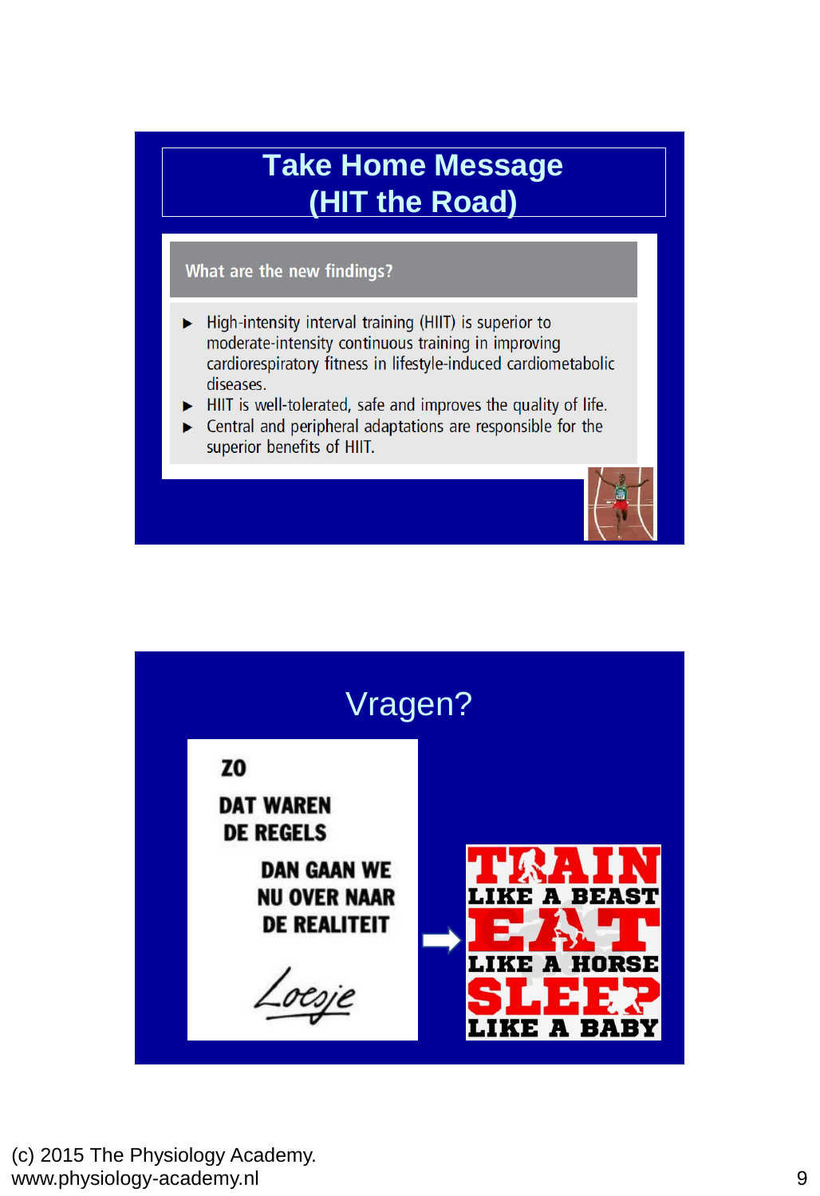## Take Home Message (HIT the Road)

**What are the new findings?**

- High-intensity interval training (HIIT) is superior to moderate-intensity continuous training in improving cardiorespiratory fitness in lifestyle-induced cardiometabolic diseases.
- HIIT is well-tolerated, safe and improves the quality of life.
- Central and peripheral adaptations are responsible for the superior benefits of HIIT.

## Vragen?

ZO

DAT WAREN DE REGELS

DAN GAAN WE NU OVER NAAR DE REALITEIT

Loesje

TRAIN LIKE A BEAST

EAT LIKE A HORSE

SLEEP LIKE A BABY

(c) 2015 The Physiology Academy.
www.physiology-academy.nl